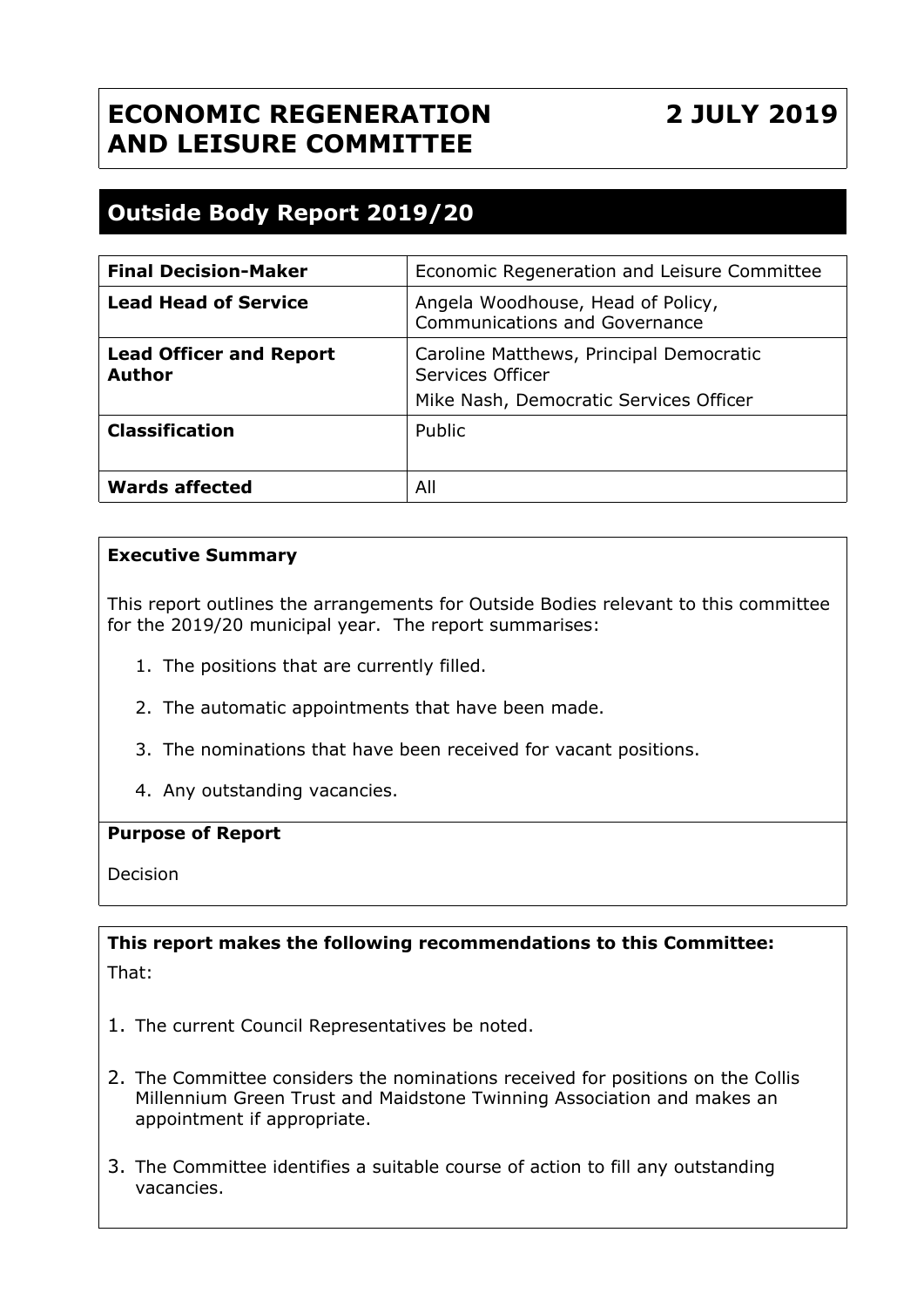# ECONOMIC REGENERATION AND LEISURE COMMITTEE

**2 JULY 2019**

## Outside Body Report 2019/20

| | |
|---|---|
| **Final Decision-Maker** | Economic Regeneration and Leisure Committee |
| **Lead Head of Service** | Angela Woodhouse, Head of Policy, Communications and Governance |
| **Lead Officer and Report Author** | Caroline Matthews, Principal Democratic Services Officer<br>Mike Nash, Democratic Services Officer |
| **Classification** | Public |
| **Wards affected** | All |

**Executive Summary**

This report outlines the arrangements for Outside Bodies relevant to this committee for the 2019/20 municipal year. The report summarises:

1. The positions that are currently filled.
2. The automatic appointments that have been made.
3. The nominations that have been received for vacant positions.
4. Any outstanding vacancies.

**Purpose of Report**

Decision

**This report makes the following recommendations to this Committee:**

That:

1. The current Council Representatives be noted.
2. The Committee considers the nominations received for positions on the Collis Millennium Green Trust and Maidstone Twinning Association and makes an appointment if appropriate.
3. The Committee identifies a suitable course of action to fill any outstanding vacancies.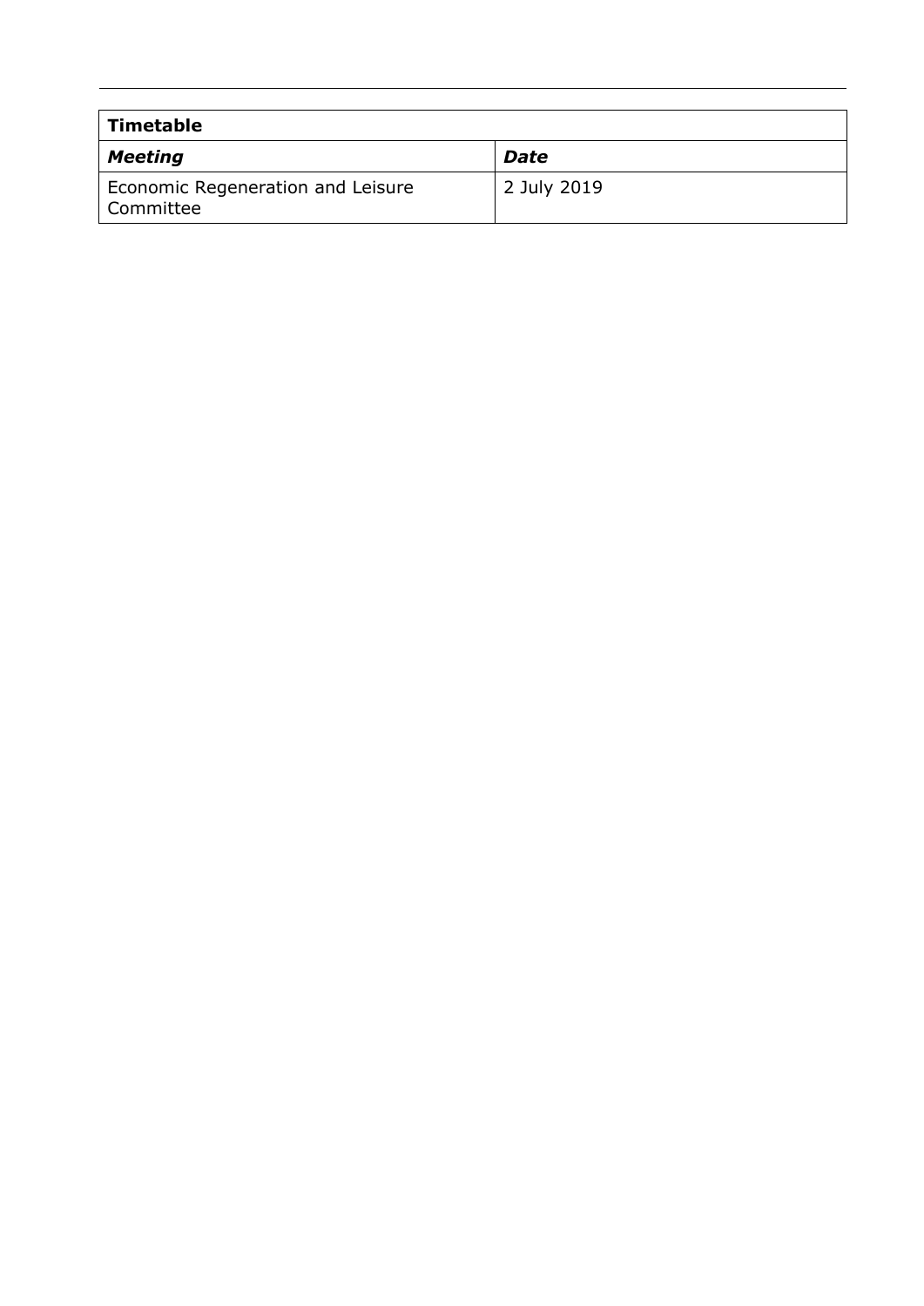| **Timetable** | |
|---|---|
| ***Meeting*** | ***Date*** |
| Economic Regeneration and Leisure Committee | 2 July 2019 |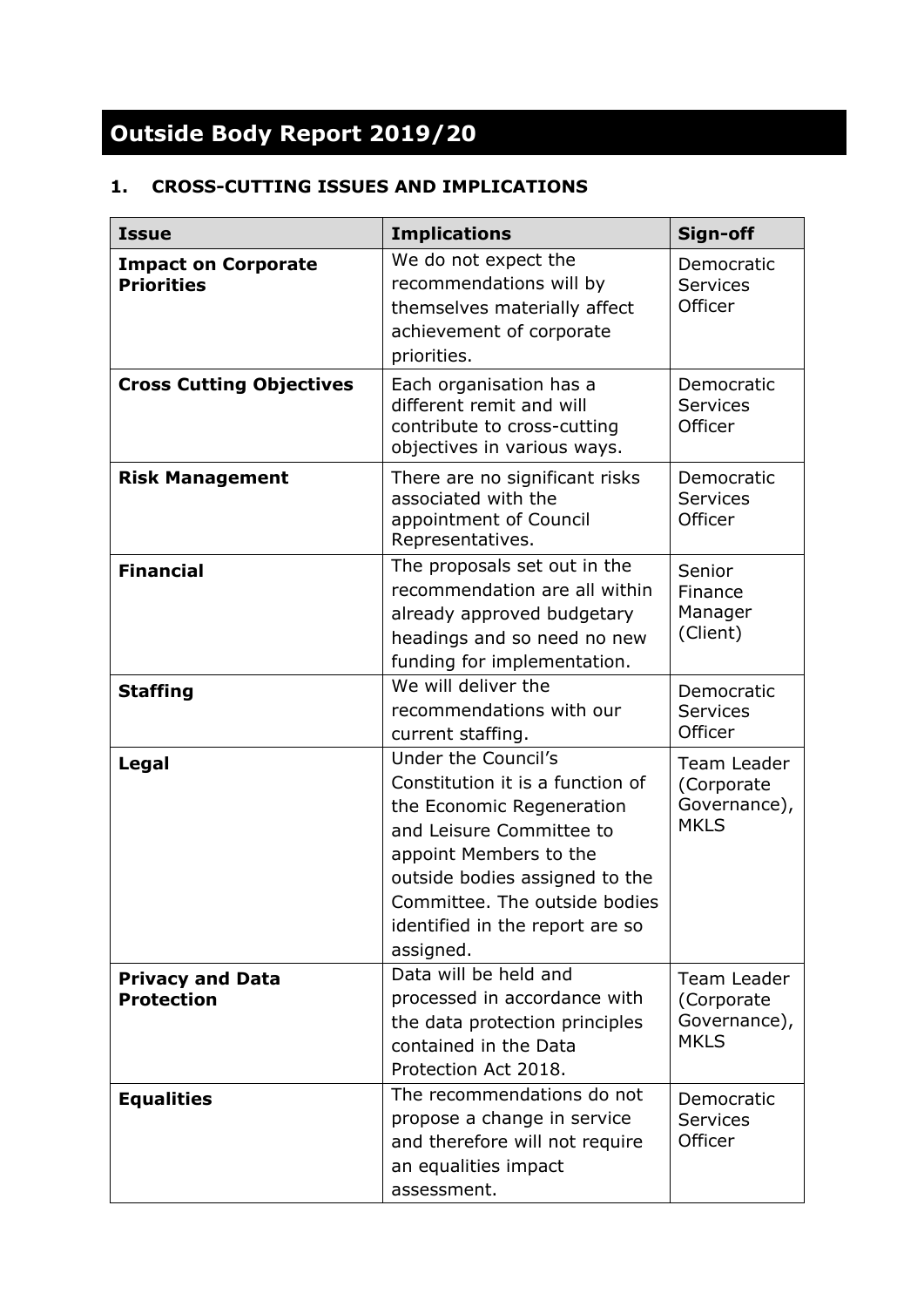# Outside Body Report 2019/20

## 1. CROSS-CUTTING ISSUES AND IMPLICATIONS

| Issue | Implications | Sign-off |
|---|---|---|
| **Impact on Corporate Priorities** | We do not expect the recommendations will by themselves materially affect achievement of corporate priorities. | Democratic Services Officer |
| **Cross Cutting Objectives** | Each organisation has a different remit and will contribute to cross-cutting objectives in various ways. | Democratic Services Officer |
| **Risk Management** | There are no significant risks associated with the appointment of Council Representatives. | Democratic Services Officer |
| **Financial** | The proposals set out in the recommendation are all within already approved budgetary headings and so need no new funding for implementation. | Senior Finance Manager (Client) |
| **Staffing** | We will deliver the recommendations with our current staffing. | Democratic Services Officer |
| **Legal** | Under the Council's Constitution it is a function of the Economic Regeneration and Leisure Committee to appoint Members to the outside bodies assigned to the Committee. The outside bodies identified in the report are so assigned. | Team Leader (Corporate Governance), MKLS |
| **Privacy and Data Protection** | Data will be held and processed in accordance with the data protection principles contained in the Data Protection Act 2018. | Team Leader (Corporate Governance), MKLS |
| **Equalities** | The recommendations do not propose a change in service and therefore will not require an equalities impact assessment. | Democratic Services Officer |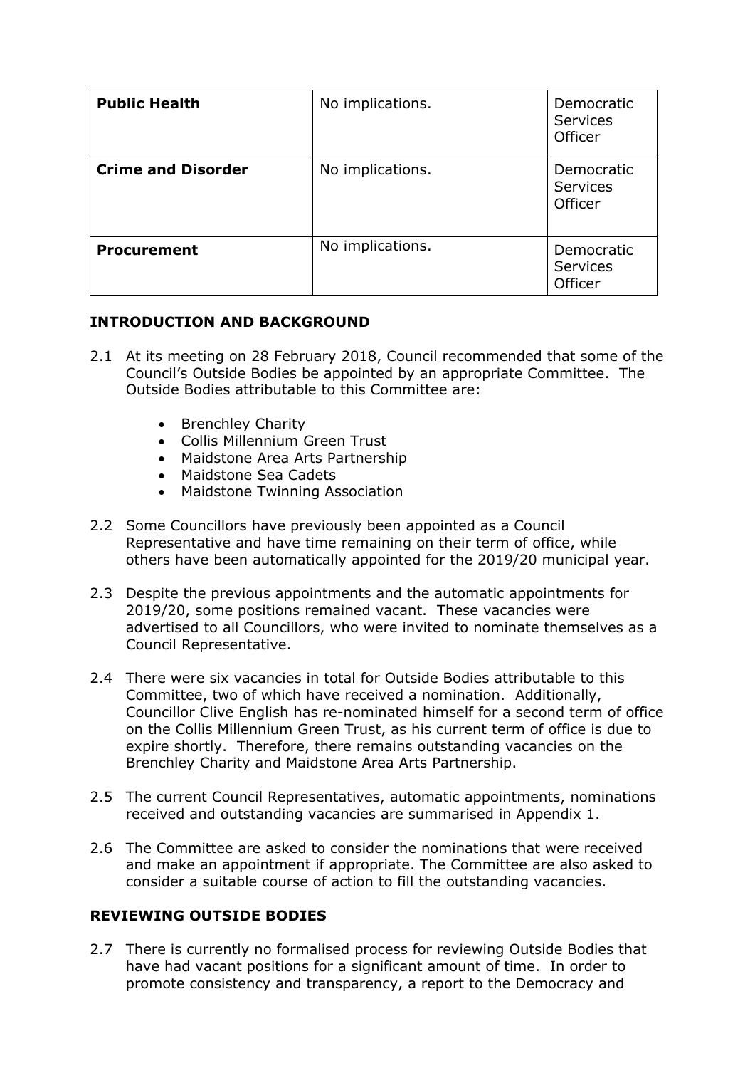| **Public Health** | No implications. | Democratic Services Officer |
|---|---|---|
| **Crime and Disorder** | No implications. | Democratic Services Officer |
| **Procurement** | No implications. | Democratic Services Officer |

## INTRODUCTION AND BACKGROUND

2.1 At its meeting on 28 February 2018, Council recommended that some of the Council's Outside Bodies be appointed by an appropriate Committee. The Outside Bodies attributable to this Committee are:

- Brenchley Charity
- Collis Millennium Green Trust
- Maidstone Area Arts Partnership
- Maidstone Sea Cadets
- Maidstone Twinning Association

2.2 Some Councillors have previously been appointed as a Council Representative and have time remaining on their term of office, while others have been automatically appointed for the 2019/20 municipal year.

2.3 Despite the previous appointments and the automatic appointments for 2019/20, some positions remained vacant. These vacancies were advertised to all Councillors, who were invited to nominate themselves as a Council Representative.

2.4 There were six vacancies in total for Outside Bodies attributable to this Committee, two of which have received a nomination. Additionally, Councillor Clive English has re-nominated himself for a second term of office on the Collis Millennium Green Trust, as his current term of office is due to expire shortly. Therefore, there remains outstanding vacancies on the Brenchley Charity and Maidstone Area Arts Partnership.

2.5 The current Council Representatives, automatic appointments, nominations received and outstanding vacancies are summarised in Appendix 1.

2.6 The Committee are asked to consider the nominations that were received and make an appointment if appropriate. The Committee are also asked to consider a suitable course of action to fill the outstanding vacancies.

## REVIEWING OUTSIDE BODIES

2.7 There is currently no formalised process for reviewing Outside Bodies that have had vacant positions for a significant amount of time. In order to promote consistency and transparency, a report to the Democracy and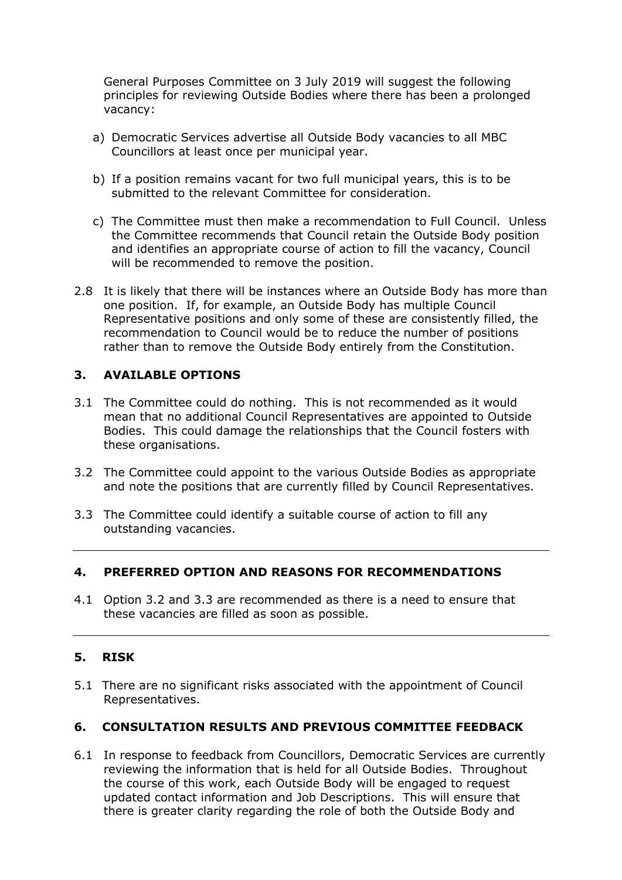General Purposes Committee on 3 July 2019 will suggest the following principles for reviewing Outside Bodies where there has been a prolonged vacancy:

a) Democratic Services advertise all Outside Body vacancies to all MBC Councillors at least once per municipal year.

b) If a position remains vacant for two full municipal years, this is to be submitted to the relevant Committee for consideration.

c) The Committee must then make a recommendation to Full Council. Unless the Committee recommends that Council retain the Outside Body position and identifies an appropriate course of action to fill the vacancy, Council will be recommended to remove the position.

2.8 It is likely that there will be instances where an Outside Body has more than one position. If, for example, an Outside Body has multiple Council Representative positions and only some of these are consistently filled, the recommendation to Council would be to reduce the number of positions rather than to remove the Outside Body entirely from the Constitution.

## 3. AVAILABLE OPTIONS

3.1 The Committee could do nothing. This is not recommended as it would mean that no additional Council Representatives are appointed to Outside Bodies. This could damage the relationships that the Council fosters with these organisations.

3.2 The Committee could appoint to the various Outside Bodies as appropriate and note the positions that are currently filled by Council Representatives.

3.3 The Committee could identify a suitable course of action to fill any outstanding vacancies.

---

## 4. PREFERRED OPTION AND REASONS FOR RECOMMENDATIONS

4.1 Option 3.2 and 3.3 are recommended as there is a need to ensure that these vacancies are filled as soon as possible.

---

## 5. RISK

5.1 There are no significant risks associated with the appointment of Council Representatives.

## 6. CONSULTATION RESULTS AND PREVIOUS COMMITTEE FEEDBACK

6.1 In response to feedback from Councillors, Democratic Services are currently reviewing the information that is held for all Outside Bodies. Throughout the course of this work, each Outside Body will be engaged to request updated contact information and Job Descriptions. This will ensure that there is greater clarity regarding the role of both the Outside Body and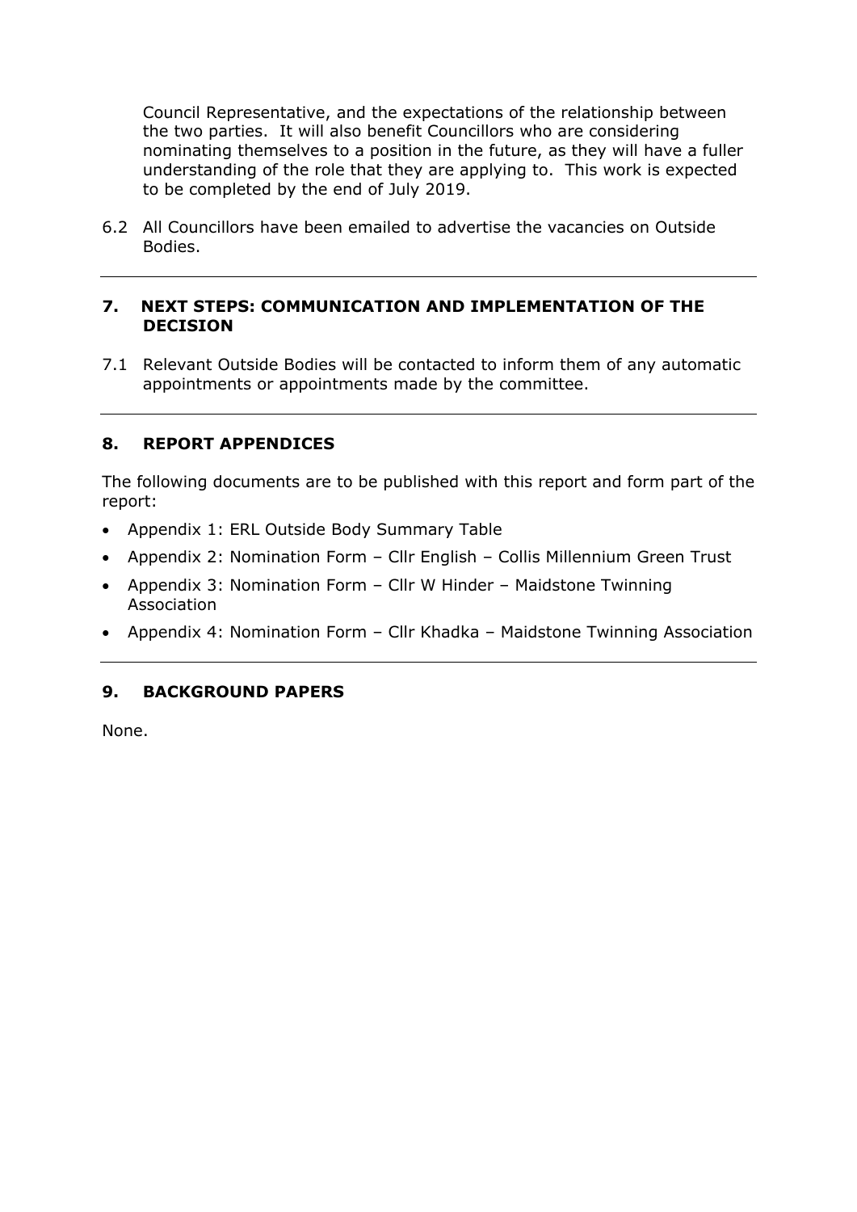Council Representative, and the expectations of the relationship between the two parties. It will also benefit Councillors who are considering nominating themselves to a position in the future, as they will have a fuller understanding of the role that they are applying to. This work is expected to be completed by the end of July 2019.

6.2 All Councillors have been emailed to advertise the vacancies on Outside Bodies.

## 7. NEXT STEPS: COMMUNICATION AND IMPLEMENTATION OF THE DECISION

7.1 Relevant Outside Bodies will be contacted to inform them of any automatic appointments or appointments made by the committee.

## 8. REPORT APPENDICES

The following documents are to be published with this report and form part of the report:

- Appendix 1: ERL Outside Body Summary Table
- Appendix 2: Nomination Form – Cllr English – Collis Millennium Green Trust
- Appendix 3: Nomination Form – Cllr W Hinder – Maidstone Twinning Association
- Appendix 4: Nomination Form – Cllr Khadka – Maidstone Twinning Association

## 9. BACKGROUND PAPERS

None.